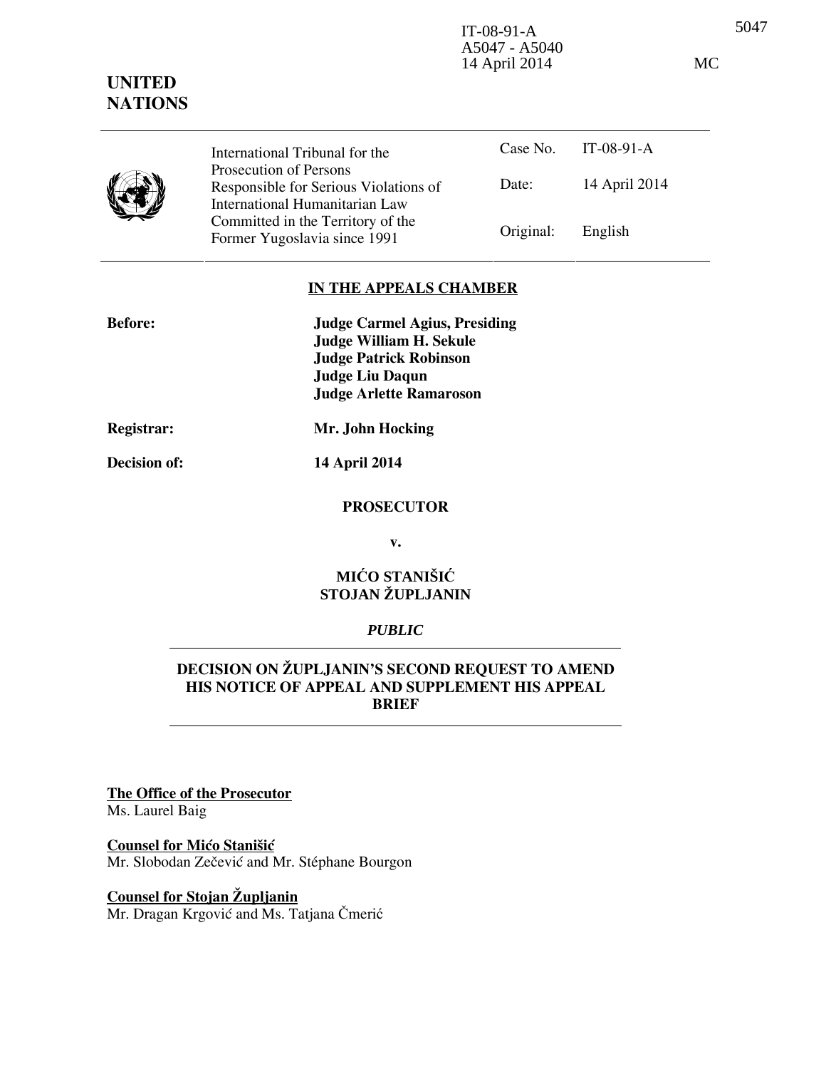IT-08-91-A
A5047 - A5040
14 April 2014 MC

**UNITED NATIONS**

| International Tribunal for the Prosecution of Persons Responsible for Serious Violations of International Humanitarian Law Committed in the Territory of the Former Yugoslavia since 1991 | Case No. | IT-08-91-A |
|---|---|---|
| | Date: | 14 April 2014 |
| | Original: | English |

## IN THE APPEALS CHAMBER

**Before:** **Judge Carmel Agius, Presiding**
**Judge William H. Sekule**
**Judge Patrick Robinson**
**Judge Liu Daqun**
**Judge Arlette Ramaroson**

**Registrar:** **Mr. John Hocking**

**Decision of:** **14 April 2014**

**PROSECUTOR**

**v.**

**MIĆO STANIŠIĆ**
**STOJAN ŽUPLJANIN**

*PUBLIC*

## DECISION ON ŽUPLJANIN'S SECOND REQUEST TO AMEND HIS NOTICE OF APPEAL AND SUPPLEMENT HIS APPEAL BRIEF

**The Office of the Prosecutor**
Ms. Laurel Baig

**Counsel for Mićo Stanišić**
Mr. Slobodan Zečević and Mr. Stéphane Bourgon

**Counsel for Stojan Župljanin**
Mr. Dragan Krgović and Ms. Tatjana Čmerić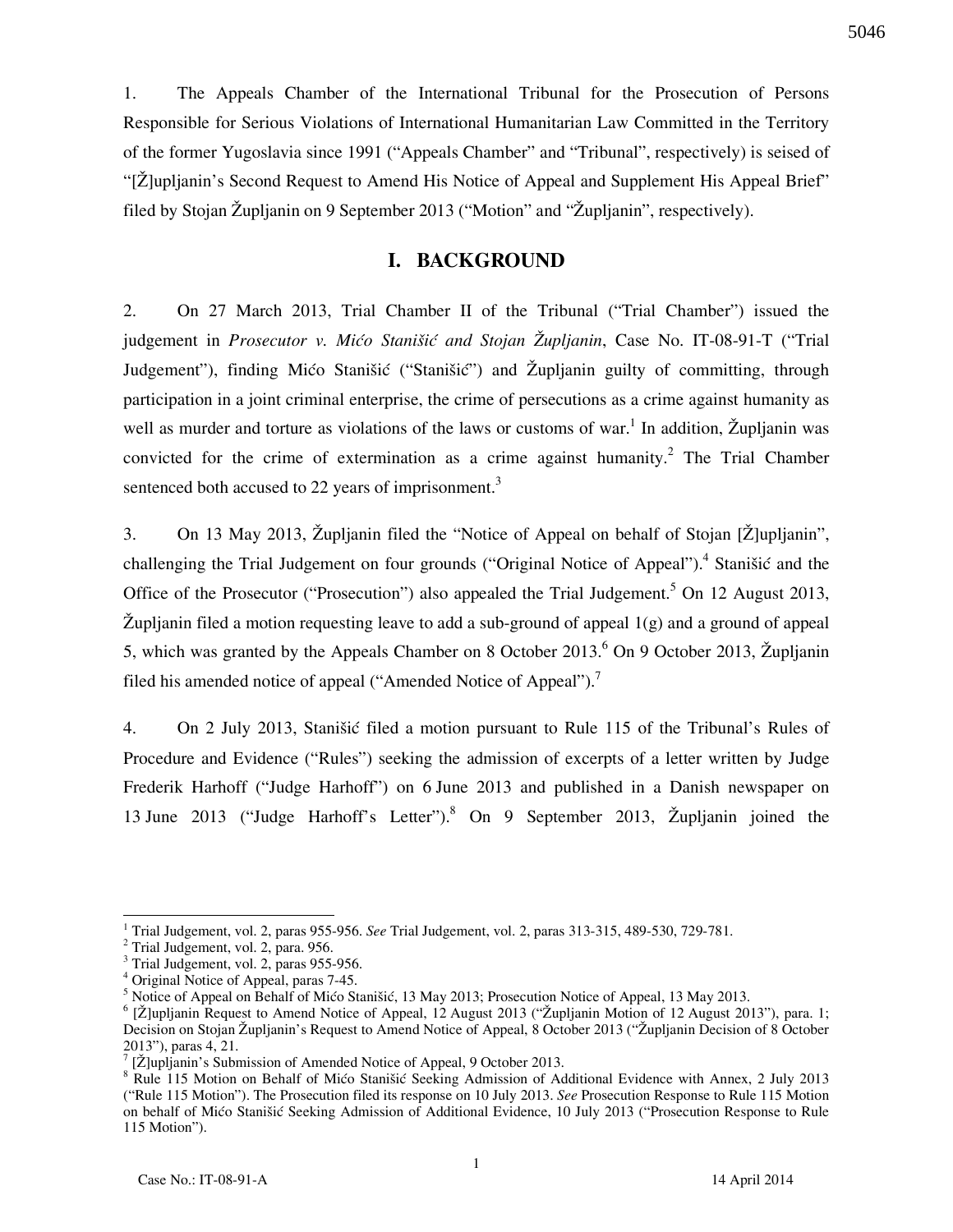1. The Appeals Chamber of the International Tribunal for the Prosecution of Persons Responsible for Serious Violations of International Humanitarian Law Committed in the Territory of the former Yugoslavia since 1991 ("Appeals Chamber" and "Tribunal", respectively) is seised of "[Ž]upljanin's Second Request to Amend His Notice of Appeal and Supplement His Appeal Brief" filed by Stojan Župljanin on 9 September 2013 ("Motion" and "Župljanin", respectively).

## I. BACKGROUND

2. On 27 March 2013, Trial Chamber II of the Tribunal ("Trial Chamber") issued the judgement in *Prosecutor v. Mićo Stanišić and Stojan Župljanin*, Case No. IT-08-91-T ("Trial Judgement"), finding Mićo Stanišić ("Stanišić") and Župljanin guilty of committing, through participation in a joint criminal enterprise, the crime of persecutions as a crime against humanity as well as murder and torture as violations of the laws or customs of war.[1] In addition, Župljanin was convicted for the crime of extermination as a crime against humanity.[2] The Trial Chamber sentenced both accused to 22 years of imprisonment.[3]

3. On 13 May 2013, Župljanin filed the "Notice of Appeal on behalf of Stojan [Ž]upljanin", challenging the Trial Judgement on four grounds ("Original Notice of Appeal").[4] Stanišić and the Office of the Prosecutor ("Prosecution") also appealed the Trial Judgement.[5] On 12 August 2013, Župljanin filed a motion requesting leave to add a sub-ground of appeal 1(g) and a ground of appeal 5, which was granted by the Appeals Chamber on 8 October 2013.[6] On 9 October 2013, Župljanin filed his amended notice of appeal ("Amended Notice of Appeal").[7]

4. On 2 July 2013, Stanišić filed a motion pursuant to Rule 115 of the Tribunal's Rules of Procedure and Evidence ("Rules") seeking the admission of excerpts of a letter written by Judge Frederik Harhoff ("Judge Harhoff") on 6 June 2013 and published in a Danish newspaper on 13 June 2013 ("Judge Harhoff's Letter").[8] On 9 September 2013, Župljanin joined the

---

[1] Trial Judgement, vol. 2, paras 955-956. *See* Trial Judgement, vol. 2, paras 313-315, 489-530, 729-781.

[2] Trial Judgement, vol. 2, para. 956.

[3] Trial Judgement, vol. 2, paras 955-956.

[4] Original Notice of Appeal, paras 7-45.

[5] Notice of Appeal on Behalf of Mićo Stanišić, 13 May 2013; Prosecution Notice of Appeal, 13 May 2013.

[6] [Ž]upljanin Request to Amend Notice of Appeal, 12 August 2013 ("Župljanin Motion of 12 August 2013"), para. 1; Decision on Stojan Župljanin's Request to Amend Notice of Appeal, 8 October 2013 ("Župljanin Decision of 8 October 2013"), paras 4, 21.

[7] [Ž]upljanin's Submission of Amended Notice of Appeal, 9 October 2013.

[8] Rule 115 Motion on Behalf of Mićo Stanišić Seeking Admission of Additional Evidence with Annex, 2 July 2013 ("Rule 115 Motion"). The Prosecution filed its response on 10 July 2013. *See* Prosecution Response to Rule 115 Motion on behalf of Mićo Stanišić Seeking Admission of Additional Evidence, 10 July 2013 ("Prosecution Response to Rule 115 Motion").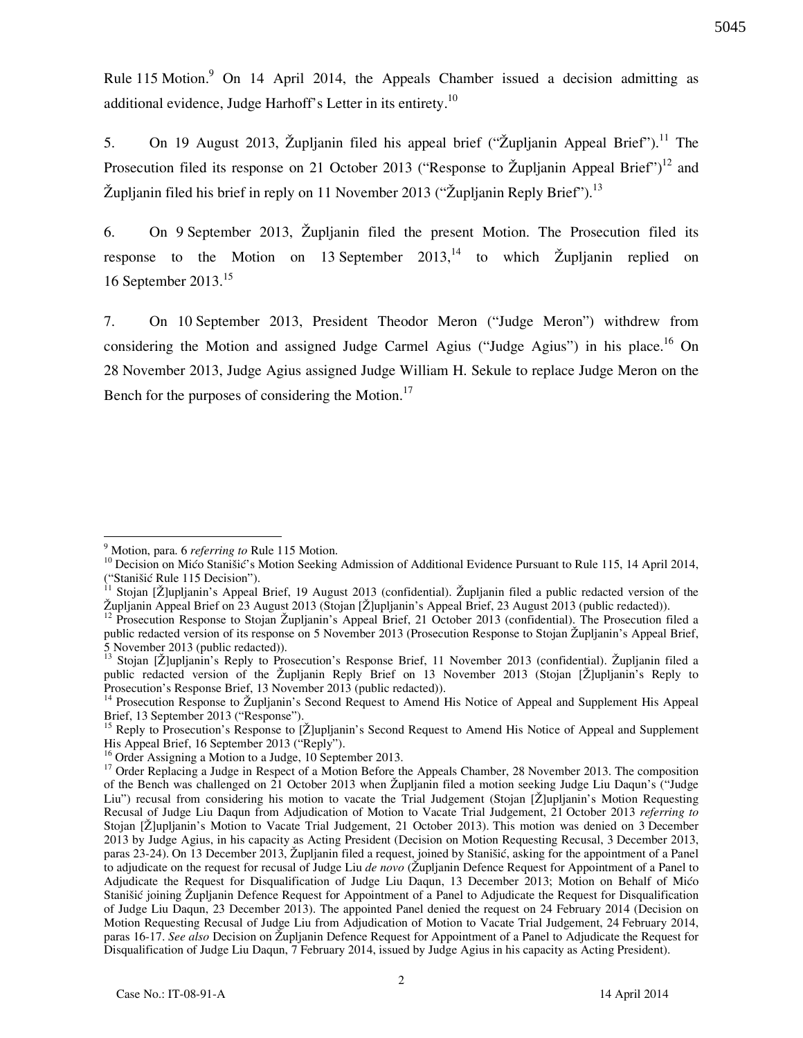Rule 115 Motion.[9] On 14 April 2014, the Appeals Chamber issued a decision admitting as additional evidence, Judge Harhoff's Letter in its entirety.[10]

5. On 19 August 2013, Župljanin filed his appeal brief ("Župljanin Appeal Brief").[11] The Prosecution filed its response on 21 October 2013 ("Response to Župljanin Appeal Brief")[12] and Župljanin filed his brief in reply on 11 November 2013 ("Župljanin Reply Brief").[13]

6. On 9 September 2013, Župljanin filed the present Motion. The Prosecution filed its response to the Motion on 13 September 2013,[14] to which Župljanin replied on 16 September 2013.[15]

7. On 10 September 2013, President Theodor Meron ("Judge Meron") withdrew from considering the Motion and assigned Judge Carmel Agius ("Judge Agius") in his place.[16] On 28 November 2013, Judge Agius assigned Judge William H. Sekule to replace Judge Meron on the Bench for the purposes of considering the Motion.[17]

---

[9] Motion, para. 6 *referring to* Rule 115 Motion.

[10] Decision on Mićo Stanišić's Motion Seeking Admission of Additional Evidence Pursuant to Rule 115, 14 April 2014, ("Stanišić Rule 115 Decision").

[11] Stojan [Ž]upljanin's Appeal Brief, 19 August 2013 (confidential). Župljanin filed a public redacted version of the Župljanin Appeal Brief on 23 August 2013 (Stojan [Ž]upljanin's Appeal Brief, 23 August 2013 (public redacted)).

[12] Prosecution Response to Stojan Župljanin's Appeal Brief, 21 October 2013 (confidential). The Prosecution filed a public redacted version of its response on 5 November 2013 (Prosecution Response to Stojan Župljanin's Appeal Brief, 5 November 2013 (public redacted)).

[13] Stojan [Ž]upljanin's Reply to Prosecution's Response Brief, 11 November 2013 (confidential). Župljanin filed a public redacted version of the Župljanin Reply Brief on 13 November 2013 (Stojan [Ž]upljanin's Reply to Prosecution's Response Brief, 13 November 2013 (public redacted)).

[14] Prosecution Response to Župljanin's Second Request to Amend His Notice of Appeal and Supplement His Appeal Brief, 13 September 2013 ("Response").

[15] Reply to Prosecution's Response to [Ž]upljanin's Second Request to Amend His Notice of Appeal and Supplement His Appeal Brief, 16 September 2013 ("Reply").

[16] Order Assigning a Motion to a Judge, 10 September 2013.

[17] Order Replacing a Judge in Respect of a Motion Before the Appeals Chamber, 28 November 2013. The composition of the Bench was challenged on 21 October 2013 when Župljanin filed a motion seeking Judge Liu Daqun's ("Judge Liu") recusal from considering his motion to vacate the Trial Judgement (Stojan [Ž]upljanin's Motion Requesting Recusal of Judge Liu Daqun from Adjudication of Motion to Vacate Trial Judgement, 21 October 2013 *referring to* Stojan [Ž]upljanin's Motion to Vacate Trial Judgement, 21 October 2013). This motion was denied on 3 December 2013 by Judge Agius, in his capacity as Acting President (Decision on Motion Requesting Recusal, 3 December 2013, paras 23-24). On 13 December 2013, Župljanin filed a request, joined by Stanišić, asking for the appointment of a Panel to adjudicate on the request for recusal of Judge Liu *de novo* (Župljanin Defence Request for Appointment of a Panel to Adjudicate the Request for Disqualification of Judge Liu Daqun, 13 December 2013; Motion on Behalf of Mićo Stanišić joining Župljanin Defence Request for Appointment of a Panel to Adjudicate the Request for Disqualification of Judge Liu Daqun, 23 December 2013). The appointed Panel denied the request on 24 February 2014 (Decision on Motion Requesting Recusal of Judge Liu from Adjudication of Motion to Vacate Trial Judgement, 24 February 2014, paras 16-17. *See also* Decision on Župljanin Defence Request for Appointment of a Panel to Adjudicate the Request for Disqualification of Judge Liu Daqun, 7 February 2014, issued by Judge Agius in his capacity as Acting President).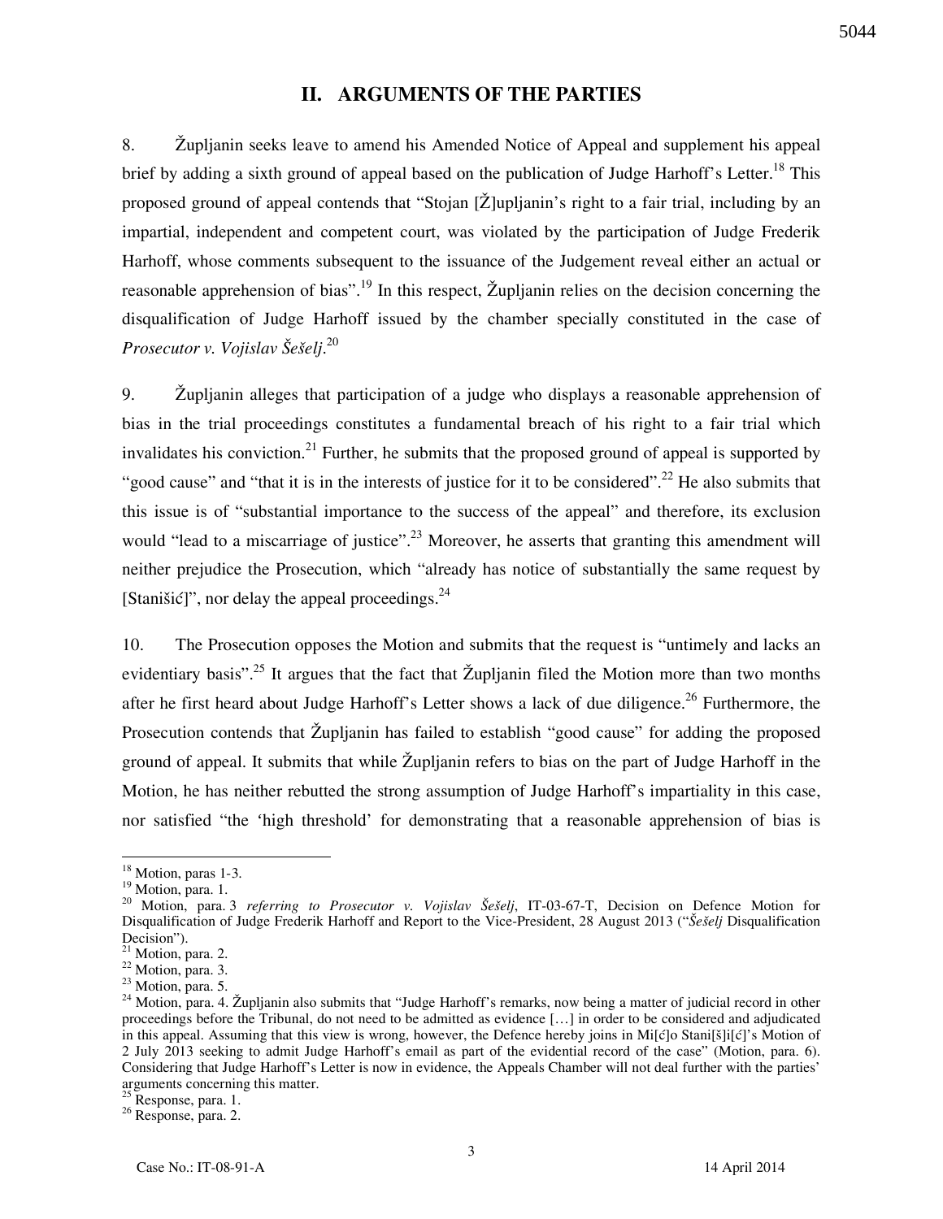## II. ARGUMENTS OF THE PARTIES

8. Župljanin seeks leave to amend his Amended Notice of Appeal and supplement his appeal brief by adding a sixth ground of appeal based on the publication of Judge Harhoff's Letter.[18] This proposed ground of appeal contends that "Stojan [Ž]upljanin's right to a fair trial, including by an impartial, independent and competent court, was violated by the participation of Judge Frederik Harhoff, whose comments subsequent to the issuance of the Judgement reveal either an actual or reasonable apprehension of bias".[19] In this respect, Župljanin relies on the decision concerning the disqualification of Judge Harhoff issued by the chamber specially constituted in the case of *Prosecutor v. Vojislav Šešelj*.[20]

9. Župljanin alleges that participation of a judge who displays a reasonable apprehension of bias in the trial proceedings constitutes a fundamental breach of his right to a fair trial which invalidates his conviction.[21] Further, he submits that the proposed ground of appeal is supported by "good cause" and "that it is in the interests of justice for it to be considered".[22] He also submits that this issue is of "substantial importance to the success of the appeal" and therefore, its exclusion would "lead to a miscarriage of justice".[23] Moreover, he asserts that granting this amendment will neither prejudice the Prosecution, which "already has notice of substantially the same request by [Stanišić]", nor delay the appeal proceedings.[24]

10. The Prosecution opposes the Motion and submits that the request is "untimely and lacks an evidentiary basis".[25] It argues that the fact that Župljanin filed the Motion more than two months after he first heard about Judge Harhoff's Letter shows a lack of due diligence.[26] Furthermore, the Prosecution contends that Župljanin has failed to establish "good cause" for adding the proposed ground of appeal. It submits that while Župljanin refers to bias on the part of Judge Harhoff in the Motion, he has neither rebutted the strong assumption of Judge Harhoff's impartiality in this case, nor satisfied "the 'high threshold' for demonstrating that a reasonable apprehension of bias is

---

[18] Motion, paras 1-3.

[19] Motion, para. 1.

[20] Motion, para. 3 *referring to Prosecutor v. Vojislav Šešelj*, IT-03-67-T, Decision on Defence Motion for Disqualification of Judge Frederik Harhoff and Report to the Vice-President, 28 August 2013 ("*Šešelj* Disqualification Decision").

[21] Motion, para. 2.

[22] Motion, para. 3.

[23] Motion, para. 5.

[24] Motion, para. 4. Župljanin also submits that "Judge Harhoff's remarks, now being a matter of judicial record in other proceedings before the Tribunal, do not need to be admitted as evidence […] in order to be considered and adjudicated in this appeal. Assuming that this view is wrong, however, the Defence hereby joins in Mi[ć]o Stani[š]i[ć]'s Motion of 2 July 2013 seeking to admit Judge Harhoff's email as part of the evidential record of the case" (Motion, para. 6). Considering that Judge Harhoff's Letter is now in evidence, the Appeals Chamber will not deal further with the parties' arguments concerning this matter.

[25] Response, para. 1.

[26] Response, para. 2.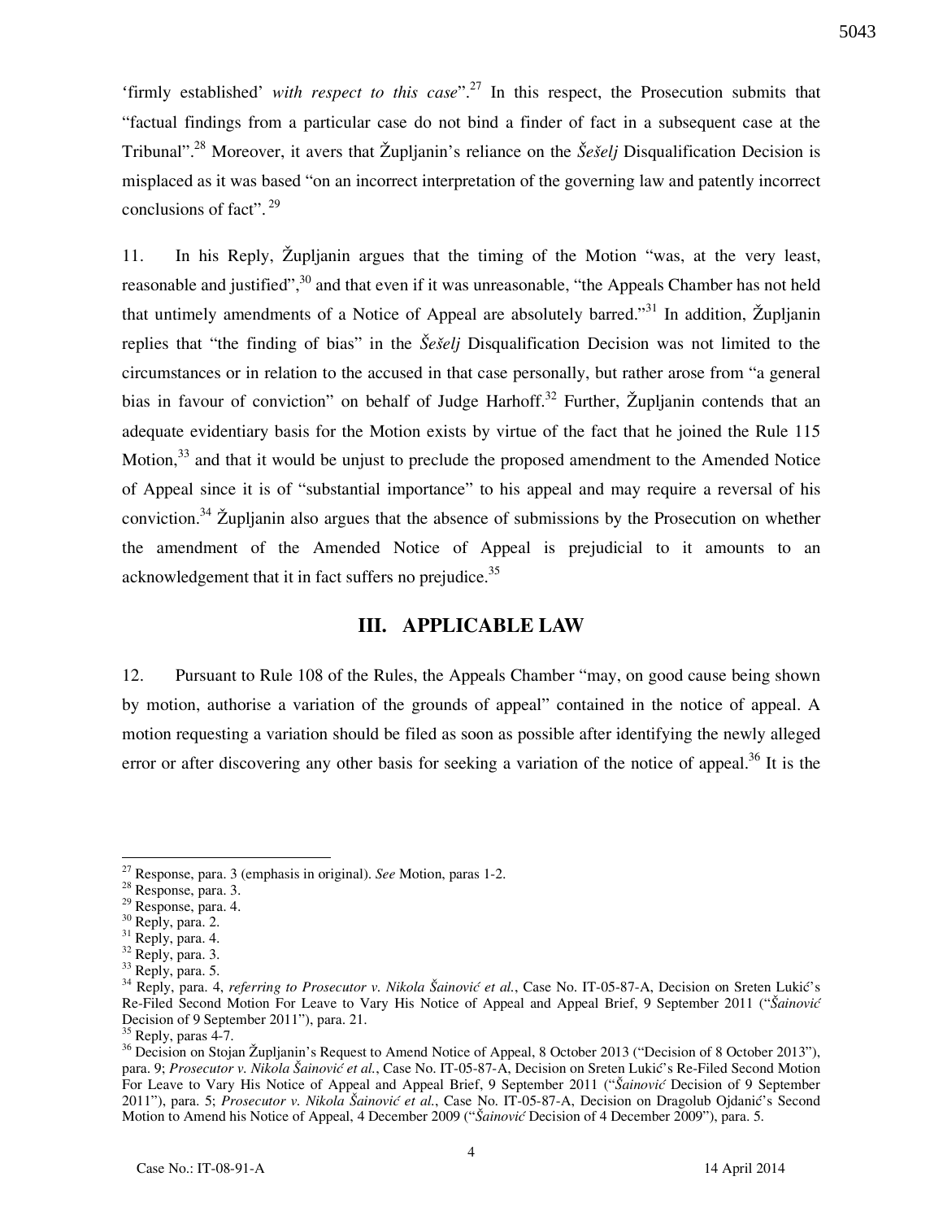'firmly established' *with respect to this case*".[27] In this respect, the Prosecution submits that "factual findings from a particular case do not bind a finder of fact in a subsequent case at the Tribunal".[28] Moreover, it avers that Župljanin's reliance on the *Šešelj* Disqualification Decision is misplaced as it was based "on an incorrect interpretation of the governing law and patently incorrect conclusions of fact".[29]

11. In his Reply, Župljanin argues that the timing of the Motion "was, at the very least, reasonable and justified",[30] and that even if it was unreasonable, "the Appeals Chamber has not held that untimely amendments of a Notice of Appeal are absolutely barred."[31] In addition, Župljanin replies that "the finding of bias" in the *Šešelj* Disqualification Decision was not limited to the circumstances or in relation to the accused in that case personally, but rather arose from "a general bias in favour of conviction" on behalf of Judge Harhoff.[32] Further, Župljanin contends that an adequate evidentiary basis for the Motion exists by virtue of the fact that he joined the Rule 115 Motion,[33] and that it would be unjust to preclude the proposed amendment to the Amended Notice of Appeal since it is of "substantial importance" to his appeal and may require a reversal of his conviction.[34] Župljanin also argues that the absence of submissions by the Prosecution on whether the amendment of the Amended Notice of Appeal is prejudicial to it amounts to an acknowledgement that it in fact suffers no prejudice.[35]

## III. APPLICABLE LAW

12. Pursuant to Rule 108 of the Rules, the Appeals Chamber "may, on good cause being shown by motion, authorise a variation of the grounds of appeal" contained in the notice of appeal. A motion requesting a variation should be filed as soon as possible after identifying the newly alleged error or after discovering any other basis for seeking a variation of the notice of appeal.[36] It is the

---

[27] Response, para. 3 (emphasis in original). *See* Motion, paras 1-2.

[28] Response, para. 3.

[29] Response, para. 4.

[30] Reply, para. 2.

[31] Reply, para. 4.

[32] Reply, para. 3.

[33] Reply, para. 5.

[34] Reply, para. 4, *referring to Prosecutor v. Nikola Šainović et al.*, Case No. IT-05-87-A, Decision on Sreten Lukić's Re-Filed Second Motion For Leave to Vary His Notice of Appeal and Appeal Brief, 9 September 2011 ("*Šainović* Decision of 9 September 2011"), para. 21.

[35] Reply, paras 4-7.

[36] Decision on Stojan Župljanin's Request to Amend Notice of Appeal, 8 October 2013 ("Decision of 8 October 2013"), para. 9; *Prosecutor v. Nikola Šainović et al.*, Case No. IT-05-87-A, Decision on Sreten Lukić's Re-Filed Second Motion For Leave to Vary His Notice of Appeal and Appeal Brief, 9 September 2011 ("*Šainović* Decision of 9 September 2011"), para. 5; *Prosecutor v. Nikola Šainović et al.*, Case No. IT-05-87-A, Decision on Dragolub Ojdanić's Second Motion to Amend his Notice of Appeal, 4 December 2009 ("*Šainović* Decision of 4 December 2009"), para. 5.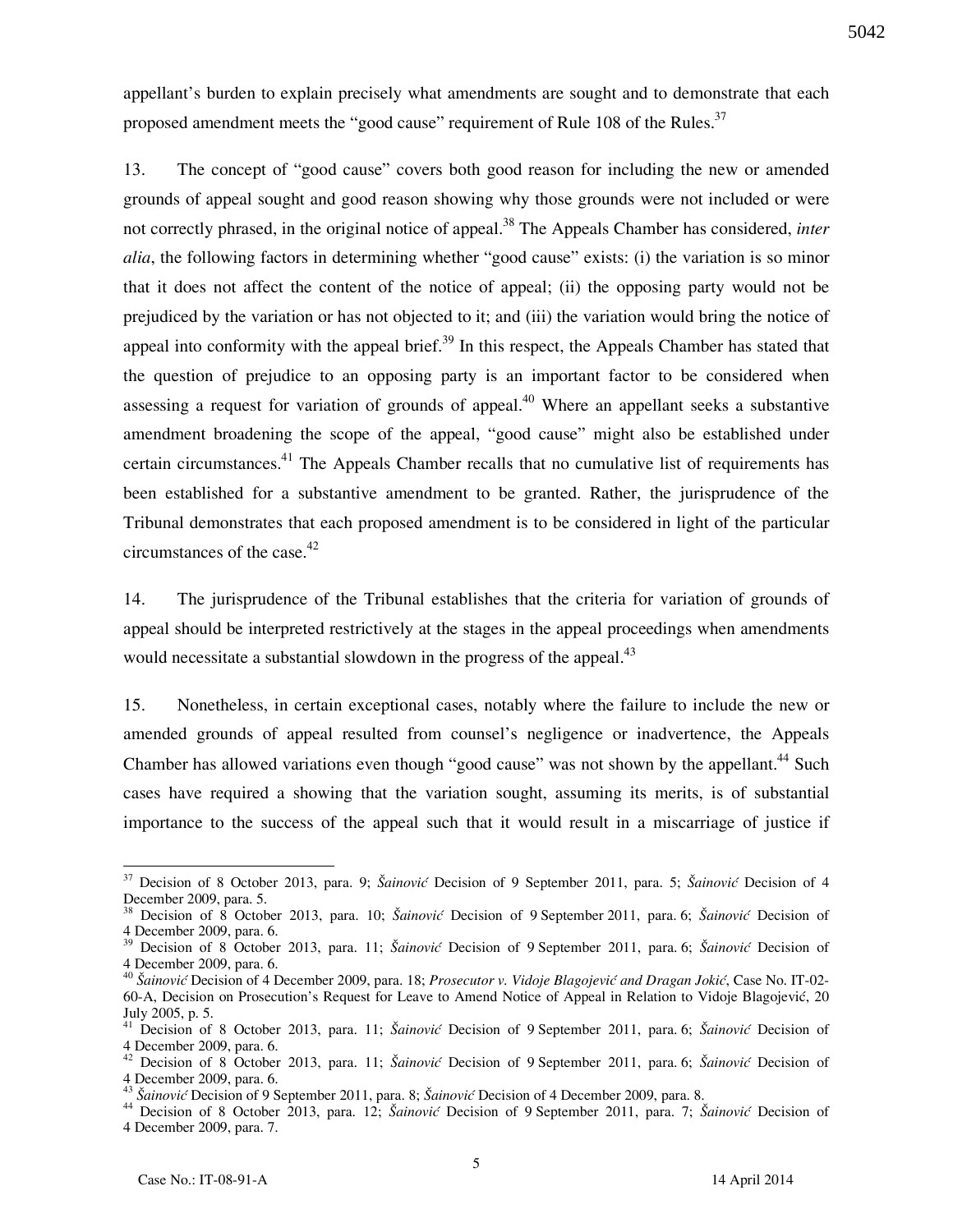appellant's burden to explain precisely what amendments are sought and to demonstrate that each proposed amendment meets the "good cause" requirement of Rule 108 of the Rules.[37]

13. The concept of "good cause" covers both good reason for including the new or amended grounds of appeal sought and good reason showing why those grounds were not included or were not correctly phrased, in the original notice of appeal.[38] The Appeals Chamber has considered, *inter alia*, the following factors in determining whether "good cause" exists: (i) the variation is so minor that it does not affect the content of the notice of appeal; (ii) the opposing party would not be prejudiced by the variation or has not objected to it; and (iii) the variation would bring the notice of appeal into conformity with the appeal brief.[39] In this respect, the Appeals Chamber has stated that the question of prejudice to an opposing party is an important factor to be considered when assessing a request for variation of grounds of appeal.[40] Where an appellant seeks a substantive amendment broadening the scope of the appeal, "good cause" might also be established under certain circumstances.[41] The Appeals Chamber recalls that no cumulative list of requirements has been established for a substantive amendment to be granted. Rather, the jurisprudence of the Tribunal demonstrates that each proposed amendment is to be considered in light of the particular circumstances of the case.[42]

14. The jurisprudence of the Tribunal establishes that the criteria for variation of grounds of appeal should be interpreted restrictively at the stages in the appeal proceedings when amendments would necessitate a substantial slowdown in the progress of the appeal.[43]

15. Nonetheless, in certain exceptional cases, notably where the failure to include the new or amended grounds of appeal resulted from counsel's negligence or inadvertence, the Appeals Chamber has allowed variations even though "good cause" was not shown by the appellant.[44] Such cases have required a showing that the variation sought, assuming its merits, is of substantial importance to the success of the appeal such that it would result in a miscarriage of justice if

---

[37] Decision of 8 October 2013, para. 9; *Šainović* Decision of 9 September 2011, para. 5; *Šainović* Decision of 4 December 2009, para. 5.

[38] Decision of 8 October 2013, para. 10; *Šainović* Decision of 9 September 2011, para. 6; *Šainović* Decision of 4 December 2009, para. 6.

[39] Decision of 8 October 2013, para. 11; *Šainović* Decision of 9 September 2011, para. 6; *Šainović* Decision of 4 December 2009, para. 6.

[40] *Šainović* Decision of 4 December 2009, para. 18; *Prosecutor v. Vidoje Blagojević and Dragan Jokić*, Case No. IT-02-60-A, Decision on Prosecution's Request for Leave to Amend Notice of Appeal in Relation to Vidoje Blagojević, 20 July 2005, p. 5.

[41] Decision of 8 October 2013, para. 11; *Šainović* Decision of 9 September 2011, para. 6; *Šainović* Decision of 4 December 2009, para. 6.

[42] Decision of 8 October 2013, para. 11; *Šainović* Decision of 9 September 2011, para. 6; *Šainović* Decision of 4 December 2009, para. 6.

[43] *Šainović* Decision of 9 September 2011, para. 8; *Šainović* Decision of 4 December 2009, para. 8.

[44] Decision of 8 October 2013, para. 12; *Šainović* Decision of 9 September 2011, para. 7; *Šainović* Decision of 4 December 2009, para. 7.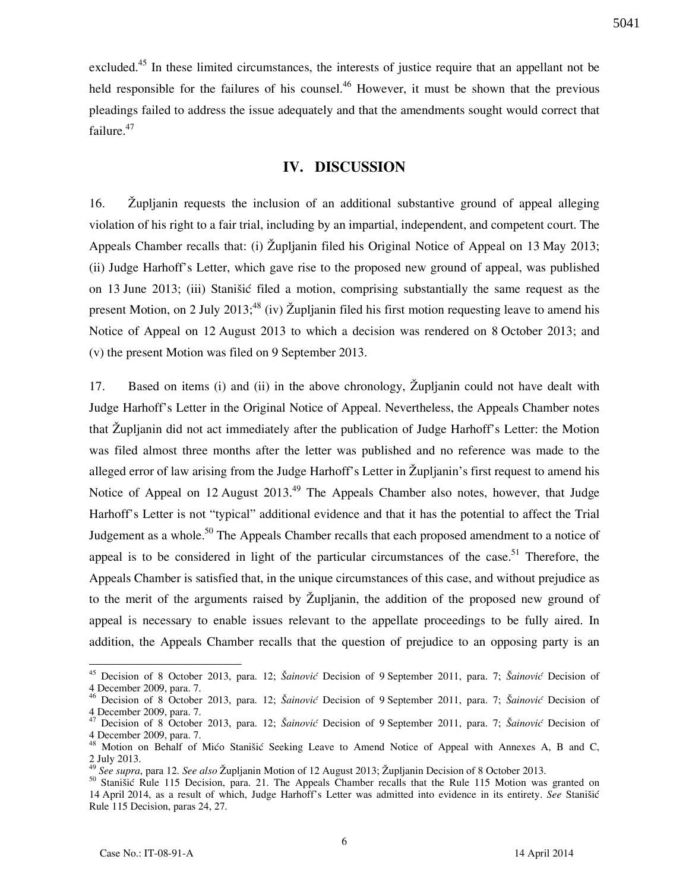excluded.[45] In these limited circumstances, the interests of justice require that an appellant not be held responsible for the failures of his counsel.[46] However, it must be shown that the previous pleadings failed to address the issue adequately and that the amendments sought would correct that failure.[47]

## IV. DISCUSSION

16. Župljanin requests the inclusion of an additional substantive ground of appeal alleging violation of his right to a fair trial, including by an impartial, independent, and competent court. The Appeals Chamber recalls that: (i) Župljanin filed his Original Notice of Appeal on 13 May 2013; (ii) Judge Harhoff's Letter, which gave rise to the proposed new ground of appeal, was published on 13 June 2013; (iii) Stanišić filed a motion, comprising substantially the same request as the present Motion, on 2 July 2013;[48] (iv) Župljanin filed his first motion requesting leave to amend his Notice of Appeal on 12 August 2013 to which a decision was rendered on 8 October 2013; and (v) the present Motion was filed on 9 September 2013.

17. Based on items (i) and (ii) in the above chronology, Župljanin could not have dealt with Judge Harhoff's Letter in the Original Notice of Appeal. Nevertheless, the Appeals Chamber notes that Župljanin did not act immediately after the publication of Judge Harhoff's Letter: the Motion was filed almost three months after the letter was published and no reference was made to the alleged error of law arising from the Judge Harhoff's Letter in Župljanin's first request to amend his Notice of Appeal on 12 August 2013.[49] The Appeals Chamber also notes, however, that Judge Harhoff's Letter is not "typical" additional evidence and that it has the potential to affect the Trial Judgement as a whole.[50] The Appeals Chamber recalls that each proposed amendment to a notice of appeal is to be considered in light of the particular circumstances of the case.[51] Therefore, the Appeals Chamber is satisfied that, in the unique circumstances of this case, and without prejudice as to the merit of the arguments raised by Župljanin, the addition of the proposed new ground of appeal is necessary to enable issues relevant to the appellate proceedings to be fully aired. In addition, the Appeals Chamber recalls that the question of prejudice to an opposing party is an

---

[45] Decision of 8 October 2013, para. 12; *Šainović* Decision of 9 September 2011, para. 7; *Šainović* Decision of 4 December 2009, para. 7.

[46] Decision of 8 October 2013, para. 12; *Šainović* Decision of 9 September 2011, para. 7; *Šainović* Decision of 4 December 2009, para. 7.

[47] Decision of 8 October 2013, para. 12; *Šainović* Decision of 9 September 2011, para. 7; *Šainović* Decision of 4 December 2009, para. 7.

[48] Motion on Behalf of Mićo Stanišić Seeking Leave to Amend Notice of Appeal with Annexes A, B and C, 2 July 2013.

[49] *See supra*, para 12. *See also* Župljanin Motion of 12 August 2013; Župljanin Decision of 8 October 2013.

[50] Stanišić Rule 115 Decision, para. 21. The Appeals Chamber recalls that the Rule 115 Motion was granted on 14 April 2014, as a result of which, Judge Harhoff's Letter was admitted into evidence in its entirety. *See* Stanišić Rule 115 Decision, paras 24, 27.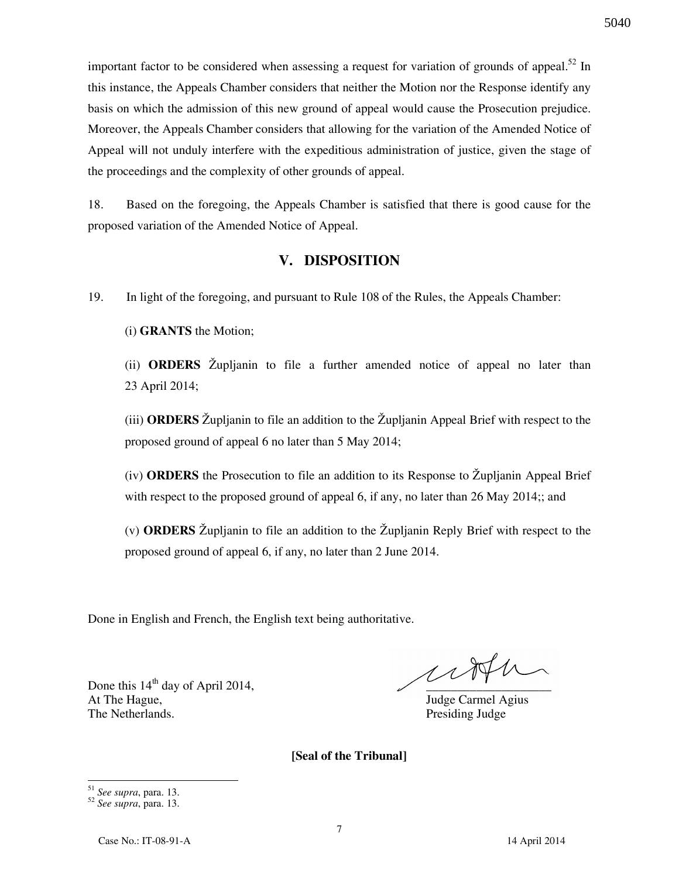important factor to be considered when assessing a request for variation of grounds of appeal.[52] In this instance, the Appeals Chamber considers that neither the Motion nor the Response identify any basis on which the admission of this new ground of appeal would cause the Prosecution prejudice. Moreover, the Appeals Chamber considers that allowing for the variation of the Amended Notice of Appeal will not unduly interfere with the expeditious administration of justice, given the stage of the proceedings and the complexity of other grounds of appeal.

18. Based on the foregoing, the Appeals Chamber is satisfied that there is good cause for the proposed variation of the Amended Notice of Appeal.

## V. DISPOSITION

19. In light of the foregoing, and pursuant to Rule 108 of the Rules, the Appeals Chamber:

(i) **GRANTS** the Motion;

(ii) **ORDERS** Župljanin to file a further amended notice of appeal no later than 23 April 2014;

(iii) **ORDERS** Župljanin to file an addition to the Župljanin Appeal Brief with respect to the proposed ground of appeal 6 no later than 5 May 2014;

(iv) **ORDERS** the Prosecution to file an addition to its Response to Župljanin Appeal Brief with respect to the proposed ground of appeal 6, if any, no later than 26 May 2014;; and

(v) **ORDERS** Župljanin to file an addition to the Župljanin Reply Brief with respect to the proposed ground of appeal 6, if any, no later than 2 June 2014.

Done in English and French, the English text being authoritative.

Done this 14th day of April 2014,
At The Hague,
The Netherlands.

Judge Carmel Agius
Presiding Judge

**[Seal of the Tribunal]**

---

[51] *See supra*, para. 13.
[52] *See supra*, para. 13.